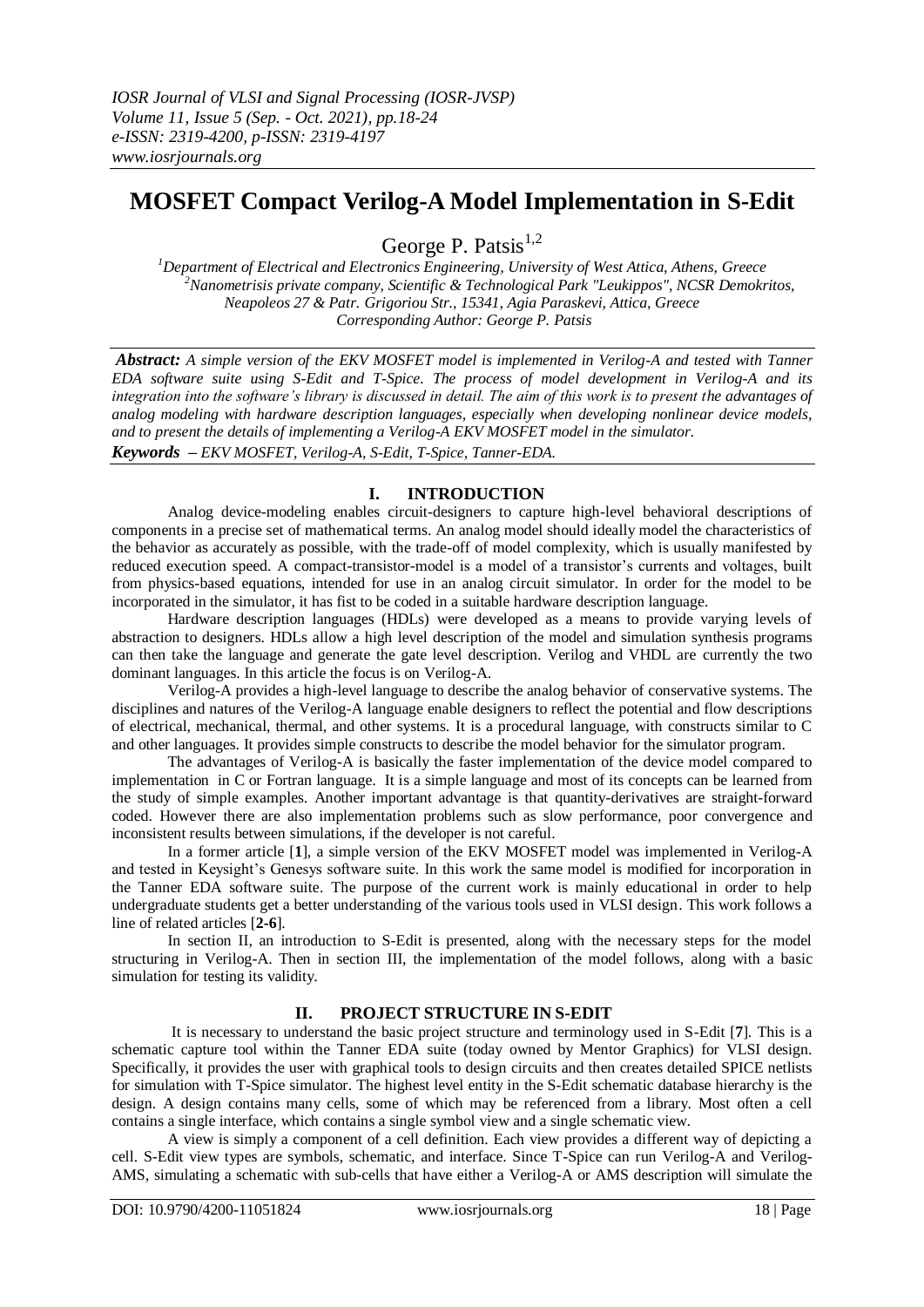# MOSFET Compact Verilog-A Model Implementation in S-Edit

George P. Patsis[1,2]

[1]Department of Electrical and Electronics Engineering, University of West Attica, Athens, Greece
[2]Nanometrisis private company, Scientific & Technological Park "Leukippos", NCSR Demokritos, Neapoleos 27 & Patr. Grigoriou Str., 15341, Agia Paraskevi, Attica, Greece
Corresponding Author: George P. Patsis

***Abstract:*** *A simple version of the EKV MOSFET model is implemented in Verilog-A and tested with Tanner EDA software suite using S-Edit and T-Spice. The process of model development in Verilog-A and its integration into the software's library is discussed in detail. The aim of this work is to present the advantages of analog modeling with hardware description languages, especially when developing nonlinear device models, and to present the details of implementing a Verilog-A EKV MOSFET model in the simulator.*

***Keywords*** *– EKV MOSFET, Verilog-A, S-Edit, T-Spice, Tanner-EDA.*

## I. INTRODUCTION

Analog device-modeling enables circuit-designers to capture high-level behavioral descriptions of components in a precise set of mathematical terms. An analog model should ideally model the characteristics of the behavior as accurately as possible, with the trade-off of model complexity, which is usually manifested by reduced execution speed. A compact-transistor-model is a model of a transistor's currents and voltages, built from physics-based equations, intended for use in an analog circuit simulator. In order for the model to be incorporated in the simulator, it has fist to be coded in a suitable hardware description language.

Hardware description languages (HDLs) were developed as a means to provide varying levels of abstraction to designers. HDLs allow a high level description of the model and simulation synthesis programs can then take the language and generate the gate level description. Verilog and VHDL are currently the two dominant languages. In this article the focus is on Verilog-A.

Verilog-A provides a high-level language to describe the analog behavior of conservative systems. The disciplines and natures of the Verilog-A language enable designers to reflect the potential and flow descriptions of electrical, mechanical, thermal, and other systems. It is a procedural language, with constructs similar to C and other languages. It provides simple constructs to describe the model behavior for the simulator program.

The advantages of Verilog-A is basically the faster implementation of the device model compared to implementation in C or Fortran language. It is a simple language and most of its concepts can be learned from the study of simple examples. Another important advantage is that quantity-derivatives are straight-forward coded. However there are also implementation problems such as slow performance, poor convergence and inconsistent results between simulations, if the developer is not careful.

In a former article [**1**], a simple version of the EKV MOSFET model was implemented in Verilog-A and tested in Keysight's Genesys software suite. In this work the same model is modified for incorporation in the Tanner EDA software suite. The purpose of the current work is mainly educational in order to help undergraduate students get a better understanding of the various tools used in VLSI design. This work follows a line of related articles [**2-6**].

In section II, an introduction to S-Edit is presented, along with the necessary steps for the model structuring in Verilog-A. Then in section III, the implementation of the model follows, along with a basic simulation for testing its validity.

## II. PROJECT STRUCTURE IN S-EDIT

It is necessary to understand the basic project structure and terminology used in S-Edit [**7**]. This is a schematic capture tool within the Tanner EDA suite (today owned by Mentor Graphics) for VLSI design. Specifically, it provides the user with graphical tools to design circuits and then creates detailed SPICE netlists for simulation with T-Spice simulator. The highest level entity in the S-Edit schematic database hierarchy is the design. A design contains many cells, some of which may be referenced from a library. Most often a cell contains a single interface, which contains a single symbol view and a single schematic view.

A view is simply a component of a cell definition. Each view provides a different way of depicting a cell. S-Edit view types are symbols, schematic, and interface. Since T-Spice can run Verilog-A and Verilog-AMS, simulating a schematic with sub-cells that have either a Verilog-A or AMS description will simulate the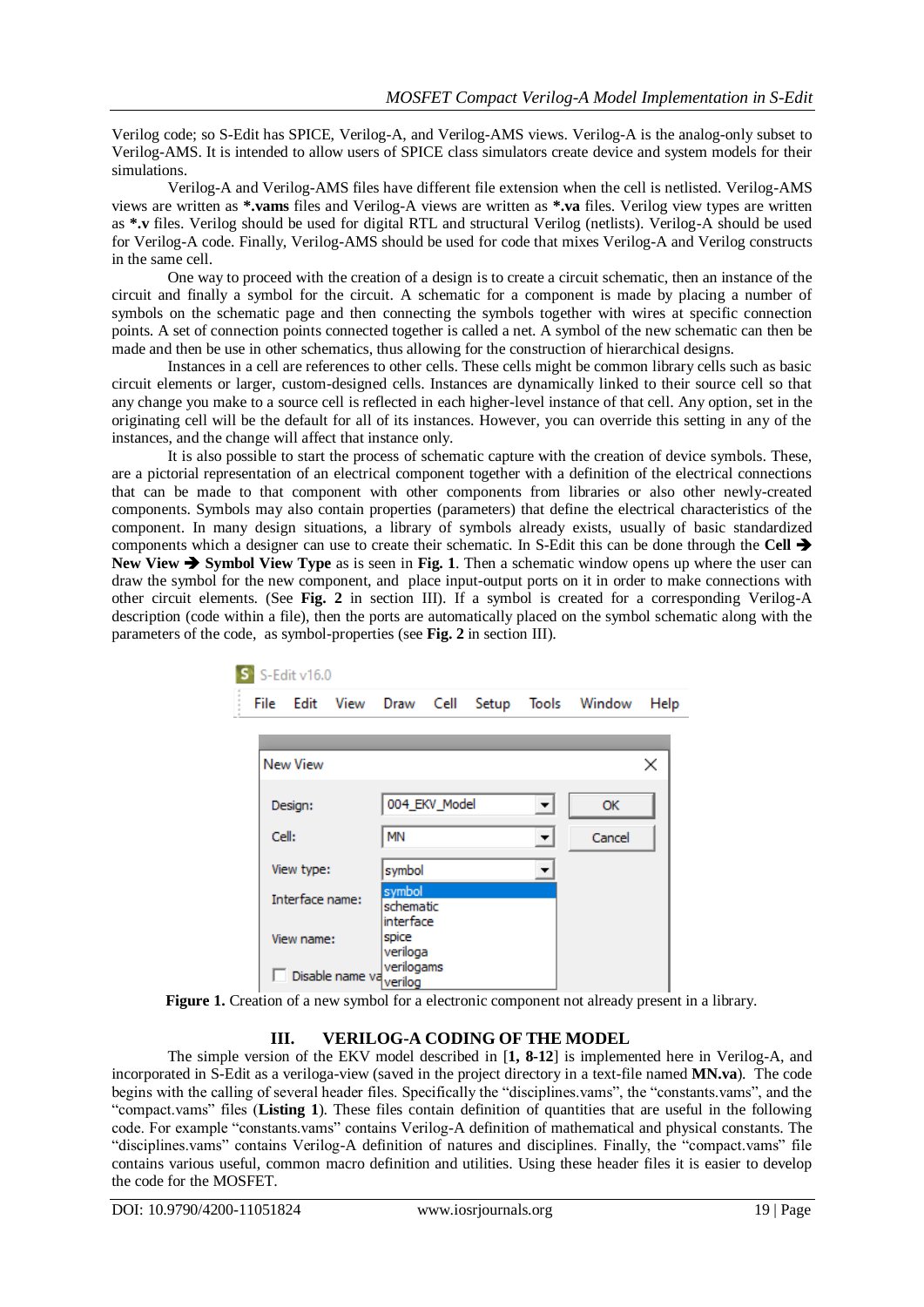Verilog code; so S-Edit has SPICE, Verilog-A, and Verilog-AMS views. Verilog-A is the analog-only subset to Verilog-AMS. It is intended to allow users of SPICE class simulators create device and system models for their simulations.

Verilog-A and Verilog-AMS files have different file extension when the cell is netlisted. Verilog-AMS views are written as ***.vams** files and Verilog-A views are written as ***.va** files. Verilog view types are written as ***.v** files. Verilog should be used for digital RTL and structural Verilog (netlists). Verilog-A should be used for Verilog-A code. Finally, Verilog-AMS should be used for code that mixes Verilog-A and Verilog constructs in the same cell.

One way to proceed with the creation of a design is to create a circuit schematic, then an instance of the circuit and finally a symbol for the circuit. A schematic for a component is made by placing a number of symbols on the schematic page and then connecting the symbols together with wires at specific connection points. A set of connection points connected together is called a net. A symbol of the new schematic can then be made and then be use in other schematics, thus allowing for the construction of hierarchical designs.

Instances in a cell are references to other cells. These cells might be common library cells such as basic circuit elements or larger, custom-designed cells. Instances are dynamically linked to their source cell so that any change you make to a source cell is reflected in each higher-level instance of that cell. Any option, set in the originating cell will be the default for all of its instances. However, you can override this setting in any of the instances, and the change will affect that instance only.

It is also possible to start the process of schematic capture with the creation of device symbols. These, are a pictorial representation of an electrical component together with a definition of the electrical connections that can be made to that component with other components from libraries or also other newly-created components. Symbols may also contain properties (parameters) that define the electrical characteristics of the component. In many design situations, a library of symbols already exists, usually of basic standardized components which a designer can use to create their schematic. In S-Edit this can be done through the **Cell ➔ New View ➔ Symbol View Type** as is seen in **Fig. 1**. Then a schematic window opens up where the user can draw the symbol for the new component, and place input-output ports on it in order to make connections with other circuit elements. (See **Fig. 2** in section III). If a symbol is created for a corresponding Verilog-A description (code within a file), then the ports are automatically placed on the symbol schematic along with the parameters of the code, as symbol-properties (see **Fig. 2** in section III).

**Figure 1.** Creation of a new symbol for a electronic component not already present in a library.

## III. VERILOG-A CODING OF THE MODEL

The simple version of the EKV model described in [**1, 8-12**] is implemented here in Verilog-A, and incorporated in S-Edit as a veriloga-view (saved in the project directory in a text-file named **MN.va**). The code begins with the calling of several header files. Specifically the "disciplines.vams", the "constants.vams", and the "compact.vams" files (**Listing 1**). These files contain definition of quantities that are useful in the following code. For example "constants.vams" contains Verilog-A definition of mathematical and physical constants. The "disciplines.vams" contains Verilog-A definition of natures and disciplines. Finally, the "compact.vams" file contains various useful, common macro definition and utilities. Using these header files it is easier to develop the code for the MOSFET.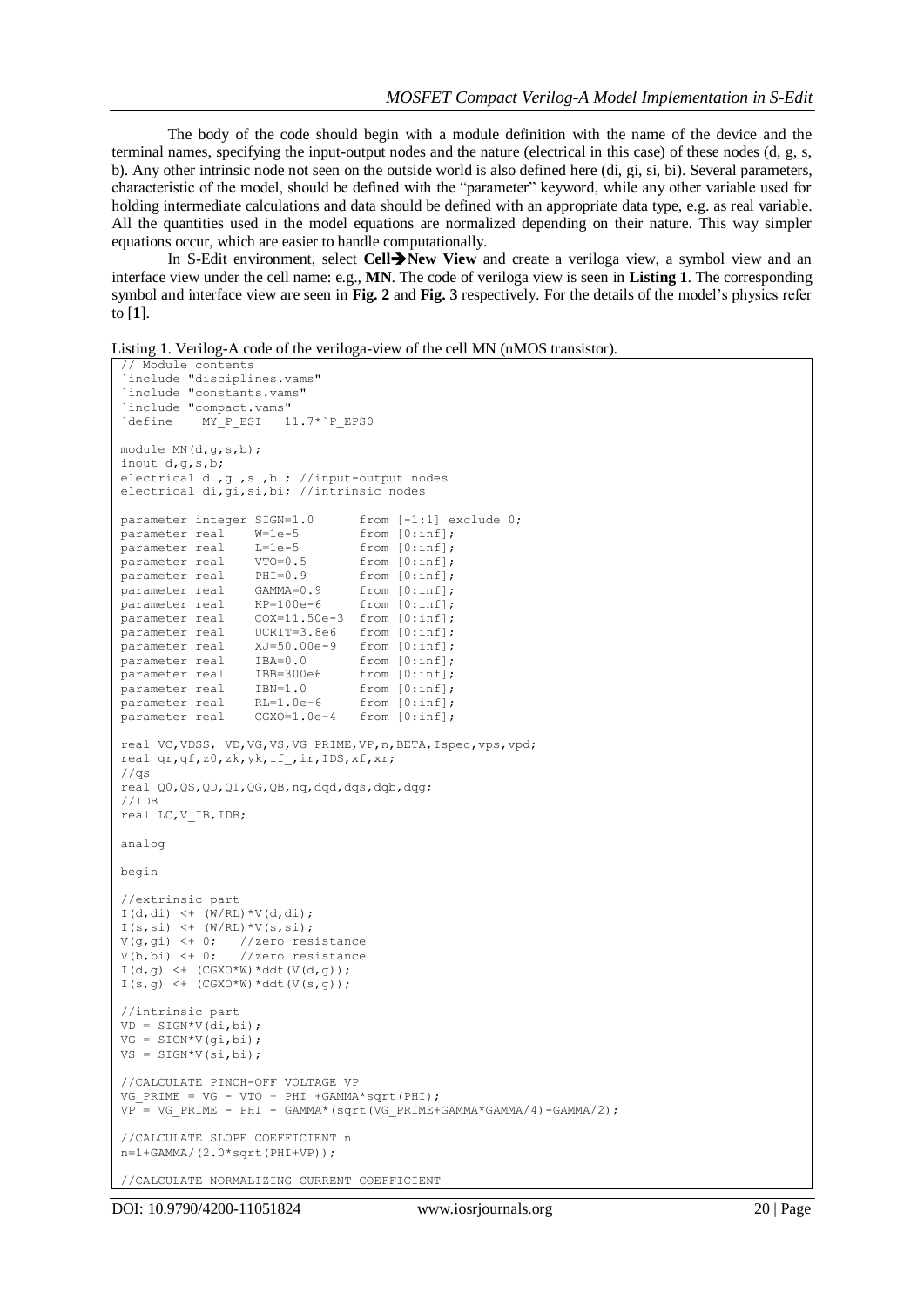The body of the code should begin with a module definition with the name of the device and the terminal names, specifying the input-output nodes and the nature (electrical in this case) of these nodes (d, g, s, b). Any other intrinsic node not seen on the outside world is also defined here (di, gi, si, bi). Several parameters, characteristic of the model, should be defined with the "parameter" keyword, while any other variable used for holding intermediate calculations and data should be defined with an appropriate data type, e.g. as real variable. All the quantities used in the model equations are normalized depending on their nature. This way simpler equations occur, which are easier to handle computationally.

In S-Edit environment, select **Cell➔New View** and create a veriloga view, a symbol view and an interface view under the cell name: e.g., **MN**. The code of veriloga view is seen in **Listing 1**. The corresponding symbol and interface view are seen in **Fig. 2** and **Fig. 3** respectively. For the details of the model's physics refer to [**1**].

Listing 1. Verilog-A code of the veriloga-view of the cell MN (nMOS transistor).

```
// Module contents
`include "disciplines.vams"
`include "constants.vams"
`include "compact.vams"
`define    MY_P_ESI   11.7*`P_EPS0

module MN(d,g,s,b);
inout d,g,s,b;
electrical d ,g ,s ,b ; //input-output nodes
electrical di,gi,si,bi; //intrinsic nodes

parameter integer SIGN=1.0      from [-1:1] exclude 0;
parameter real    W=1e-5        from [0:inf];
parameter real    L=1e-5        from [0:inf];
parameter real    VTO=0.5       from [0:inf];
parameter real    PHI=0.9       from [0:inf];
parameter real    GAMMA=0.9     from [0:inf];
parameter real    KP=100e-6     from [0:inf];
parameter real    COX=11.50e-3  from [0:inf];
parameter real    UCRIT=3.8e6   from [0:inf];
parameter real    XJ=50.00e-9   from [0:inf];
parameter real    IBA=0.0       from [0:inf];
parameter real    IBB=300e6     from [0:inf];
parameter real    IBN=1.0       from [0:inf];
parameter real    RL=1.0e-6     from [0:inf];
parameter real    CGXO=1.0e-4   from [0:inf];

real VC,VDSS, VD,VG,VS,VG_PRIME,VP,n,BETA,Ispec,vps,vpd;
real qr,qf,z0,zk,yk,if_,ir,IDS,xf,xr;
//qs
real Q0,QS,QD,QI,QG,QB,nq,dqd,dqs,dqb,dqg;
//IDB
real LC,V_IB,IDB;

analog

begin

//extrinsic part
I(d,di) <+ (W/RL)*V(d,di);
I(s,si) <+ (W/RL)*V(s,si);
V(g,gi) <+ 0;   //zero resistance
V(b,bi) <+ 0;   //zero resistance
I(d,g) <+ (CGXO*W)*ddt(V(d,g));
I(s,g) <+ (CGXO*W)*ddt(V(s,g));

//intrinsic part
VD = SIGN*V(di,bi);
VG = SIGN*V(gi,bi);
VS = SIGN*V(si,bi);

//CALCULATE PINCH-OFF VOLTAGE VP
VG_PRIME = VG - VTO + PHI +GAMMA*sqrt(PHI);
VP = VG_PRIME - PHI - GAMMA*(sqrt(VG_PRIME+GAMMA*GAMMA/4)-GAMMA/2);

//CALCULATE SLOPE COEFFICIENT n
n=1+GAMMA/(2.0*sqrt(PHI+VP));

//CALCULATE NORMALIZING CURRENT COEFFICIENT
```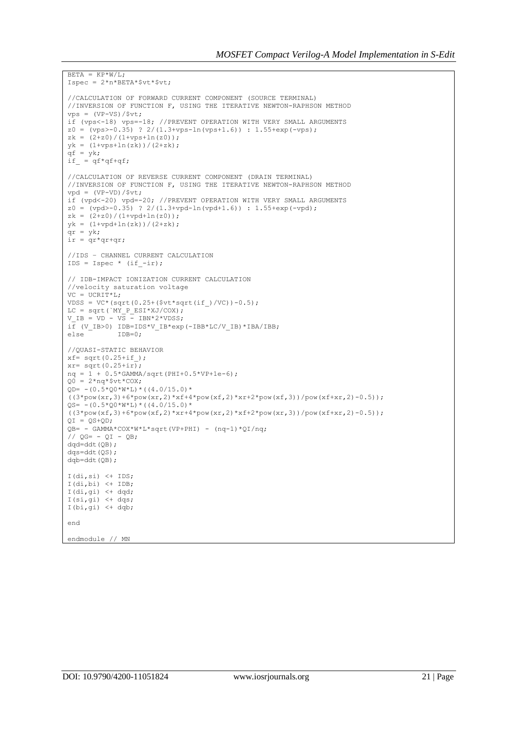```
BETA = KP*W/L;
Ispec = 2*n*BETA*$vt*$vt;

//CALCULATION OF FORWARD CURRENT COMPONENT (SOURCE TERMINAL)
//INVERSION OF FUNCTION F, USING THE ITERATIVE NEWTON-RAPHSON METHOD
vps = (VP-VS)/$vt;
if (vps<-18) vps=-18; //PREVENT OPERATION WITH VERY SMALL ARGUMENTS
z0 = (vps>-0.35) ? 2/(1.3+vps-ln(vps+1.6)) : 1.55+exp(-vps);
zk = (2+z0)/(1+vps+ln(z0));
yk = (1+vps+ln(zk))/(2+zk);
qf = yk;
if_ = qf*qf+qf;

//CALCULATION OF REVERSE CURRENT COMPONENT (DRAIN TERMINAL)
//INVERSION OF FUNCTION F, USING THE ITERATIVE NEWTON-RAPHSON METHOD
vpd = (VP-VD)/$vt;
if (vpd<-20) vpd=-20; //PREVENT OPERATION WITH VERY SMALL ARGUMENTS
z0 = (vpd>-0.35) ? 2/(1.3+vpd-ln(vpd+1.6)) : 1.55+exp(-vpd);
zk = (2+z0)/(1+vpd+ln(z0));
yk = (1+vpd+ln(zk))/(2+zk);
qr = yk;
ir = qr*qr+qr;

//IDS - CHANNEL CURRENT CALCULATION
IDS = Ispec * (if_-ir);

// IDB-IMPACT IONIZATION CURRENT CALCULATION
//velocity saturation voltage
VC = UCRIT*L;
VDSS = VC*(sqrt(0.25+($vt*sqrt(if_)/VC))-0.5);
LC = sqrt(`MY_P_ESI*XJ/COX);
V_IB = VD - VS - IBN*2*VDSS;
if (V_IB>0) IDB=IDS*V_IB*exp(-IBB*LC/V_IB)*IBA/IBB;
else        IDB=0;

//QUASI-STATIC BEHAVIOR
xf= sqrt(0.25+if_);
xr= sqrt(0.25+ir);
nq = 1 + 0.5*GAMMA/sqrt(PHI+0.5*VP+1e-6);
Q0 = 2*nq*$vt*COX;
QD= -(0.5*Q0*W*L)*((4.0/15.0)*
((3*pow(xr,3)+6*pow(xr,2)*xf+4*pow(xf,2)*xr+2*pow(xf,3))/pow(xf+xr,2)-0.5));
QS= -(0.5*Q0*W*L)*((4.0/15.0)*
((3*pow(xf,3)+6*pow(xf,2)*xr+4*pow(xr,2)*xf+2*pow(xr,3))/pow(xf+xr,2)-0.5));
QI = QS+QD;
QB= - GAMMA*COX*W*L*sqrt(VP+PHI) - (nq-1)*QI/nq;
// QG= - QI - QB;
dqd=ddt(QB);
dqs=ddt(QS);
dqb=ddt(QB);

I(di,si) <+ IDS;
I(di,bi) <+ IDB;
I(di,gi) <+ dqd;
I(si,gi) <+ dqs;
I(bi,gi) <+ dqb;

end

endmodule // MN
```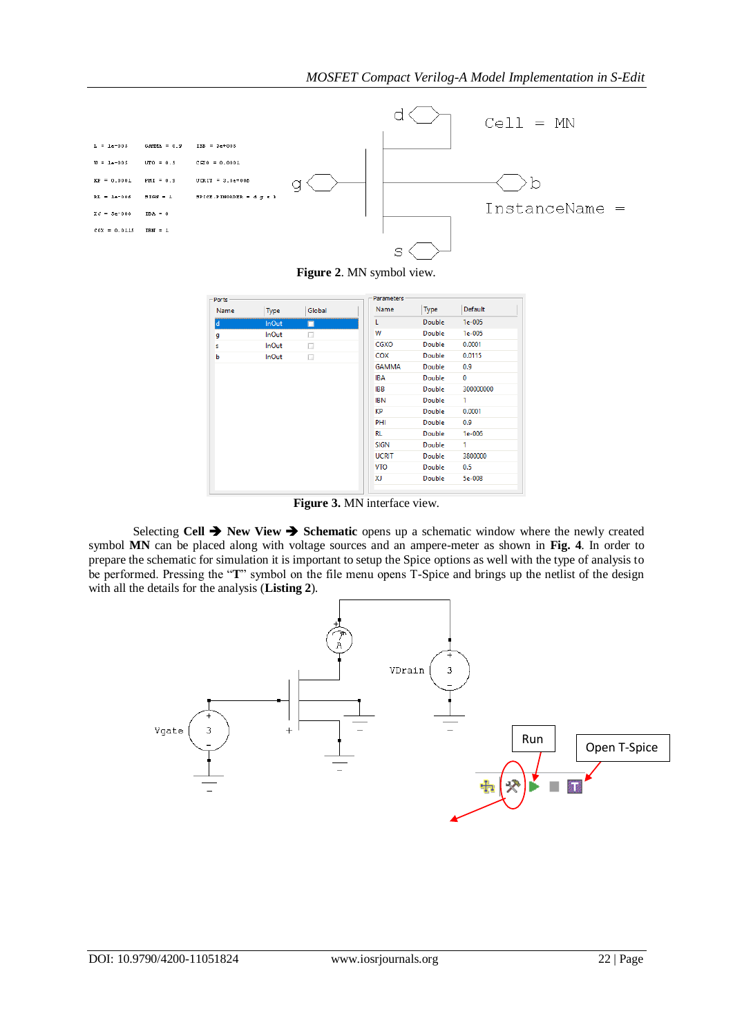**Figure 2**. MN symbol view.

**Figure 3.** MN interface view.

Selecting **Cell ➔ New View ➔ Schematic** opens up a schematic window where the newly created symbol **MN** can be placed along with voltage sources and an ampere-meter as shown in **Fig. 4**. In order to prepare the schematic for simulation it is important to setup the Spice options as well with the type of analysis to be performed. Pressing the "**T**" symbol on the file menu opens T-Spice and brings up the netlist of the design with all the details for the analysis (**Listing 2**).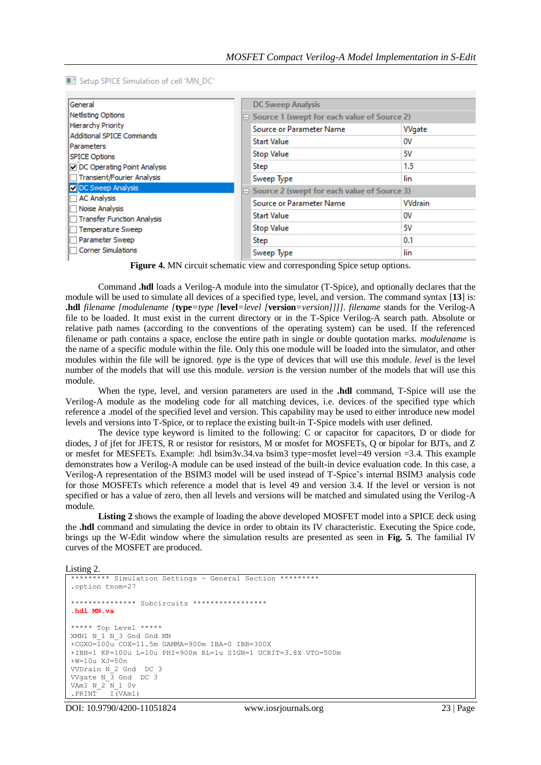Setup SPICE Simulation of cell 'MN_DC'

| | DC Sweep Analysis | |
|---|---|---|
| General | Source 1 (swept for each value of Source 2) | |
| Netlisting Options | Source or Parameter Name | VVgate |
| Hierarchy Priority | Start Value | 0V |
| Additional SPICE Commands | Stop Value | 5V |
| Parameters | Step | 1.5 |
| SPICE Options | Sweep Type | lin |
| ☑ DC Operating Point Analysis | Source 2 (swept for each value of Source 3) | |
| ☐ Transient/Fourier Analysis | Source or Parameter Name | VVdrain |
| ☑ DC Sweep Analysis | Start Value | 0V |
| ☐ AC Analysis | Stop Value | 5V |
| ☐ Noise Analysis | Step | 0.1 |
| ☐ Transfer Function Analysis | Sweep Type | lin |
| ☐ Temperature Sweep | | |
| ☐ Parameter Sweep | | |
| ☐ Corner Simulations | | |

**Figure 4.** MN circuit schematic view and corresponding Spice setup options.

Command **.hdl** loads a Verilog-A module into the simulator (T-Spice), and optionally declares that the module will be used to simulate all devices of a specified type, level, and version. The command syntax [**13**] is: **.hdl** *filename [modulename [***type***=type [***level***=level [***version***=version]]]]*. *filename* stands for the Verilog-A file to be loaded. It must exist in the current directory or in the T-Spice Verilog-A search path. Absolute or relative path names (according to the conventions of the operating system) can be used. If the referenced filename or path contains a space, enclose the entire path in single or double quotation marks. *modulename* is the name of a specific module within the file. Only this one module will be loaded into the simulator, and other modules within the file will be ignored. *type* is the type of devices that will use this module. *level* is the level number of the models that will use this module. *version* is the version number of the models that will use this module.

When the type, level, and version parameters are used in the **.hdl** command, T-Spice will use the Verilog-A module as the modeling code for all matching devices, i.e. devices of the specified type which reference a .model of the specified level and version. This capability may be used to either introduce new model levels and versions into T-Spice, or to replace the existing built-in T-Spice models with user defined.

The device type keyword is limited to the following: C or capacitor for capacitors, D or diode for diodes, J of jfet for JFETS, R or resistor for resistors, M or mosfet for MOSFETs, Q or bipolar for BJTs, and Z or mesfet for MESFETs. Example: .hdl bsim3v.34.va bsim3 type=mosfet level=49 version =3.4. This example demonstrates how a Verilog-A module can be used instead of the built-in device evaluation code. In this case, a Verilog-A representation of the BSIM3 model will be used instead of T-Spice's internal BSIM3 analysis code for those MOSFETs which reference a model that is level 49 and version 3.4. If the level or version is not specified or has a value of zero, then all levels and versions will be matched and simulated using the Verilog-A module.

**Listing 2** shows the example of loading the above developed MOSFET model into a SPICE deck using the **.hdl** command and simulating the device in order to obtain its IV characteristic. Executing the Spice code, brings up the W-Edit window where the simulation results are presented as seen in **Fig. 5**. The familial IV curves of the MOSFET are produced.

Listing 2.

```
********* Simulation Settings - General Section *********
.option tnom=27

*************** Subcircuits *****************
.hdl MN.va

***** Top Level *****
XMN1 N_1 N_3 Gnd Gnd MN
+CGXO=100u COX=11.5m GAMMA=900m IBA=0 IBB=300X
+IBN=1 KP=100u L=10u PHI=900m RL=1u SIGN=1 UCRIT=3.8X VTO=500m
+W=10u XJ=50n
VVDrain N_2 Gnd  DC 3
VVgate N_3 Gnd  DC 3
VAm1 N_2 N_1 0v
.PRINT   I(VAm1)
```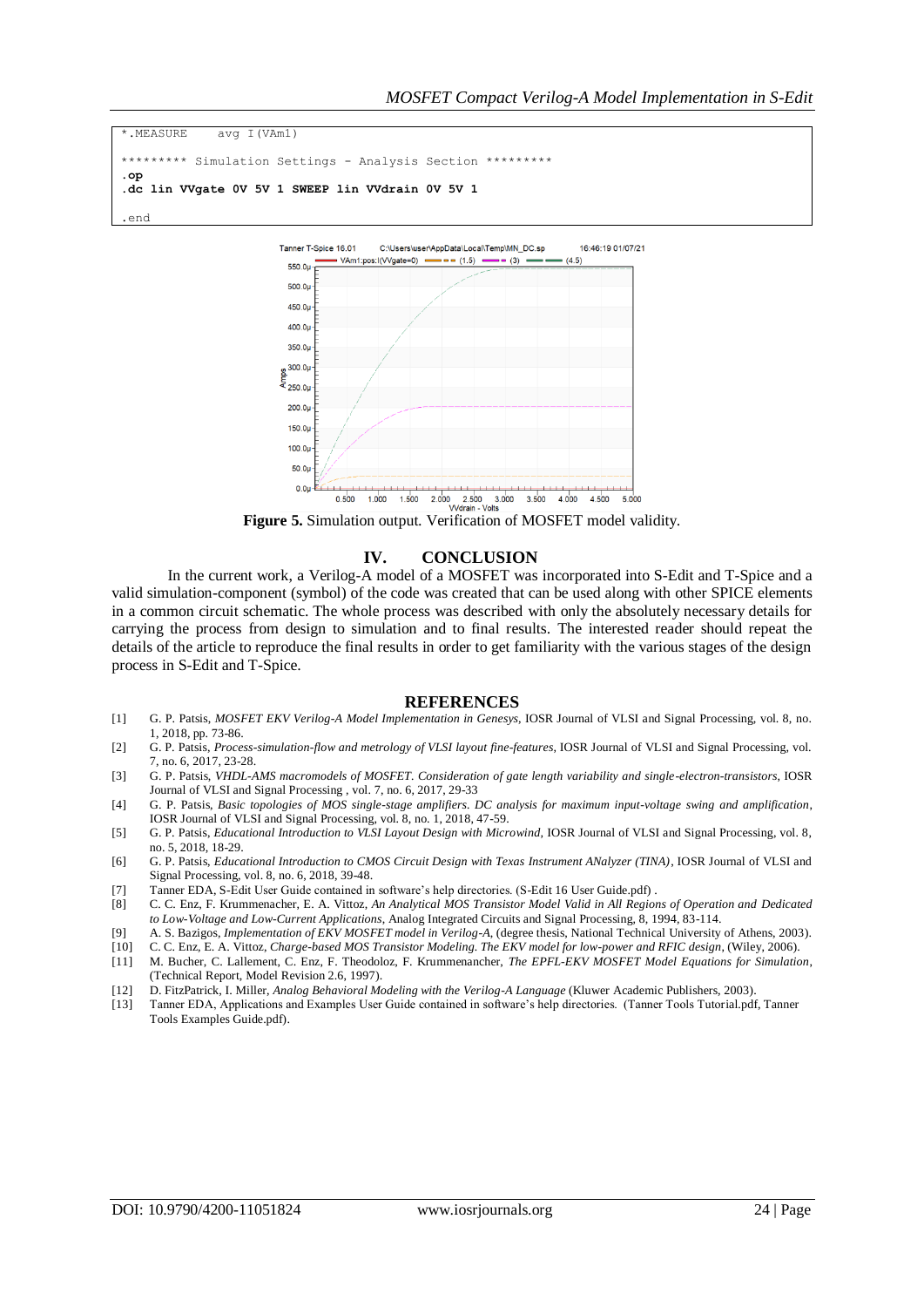```
*.MEASURE    avg I(VAm1)

********* Simulation Settings - Analysis Section *********
.op
.dc lin VVgate 0V 5V 1 SWEEP lin VVdrain 0V 5V 1

.end
```

Tanner T-Spice 16.01 C:\Users\user\AppData\Local\Temp\MN_DC.sp 16:46:19 01/07/21

VAm1:pos:I(VVgate=0) (1.5) (3) (4.5)

Amps

550.0u
500.0u
450.0u
400.0u
350.0u
300.0u
250.0u
200.0u
150.0u
100.0u
50.0u
0.0u

0.500 1.000 1.500 2.000 2.500 3.000 3.500 4.000 4.500 5.000

VVdrain - Volts

**Figure 5.** Simulation output. Verification of MOSFET model validity.

## IV. CONCLUSION

In the current work, a Verilog-A model of a MOSFET was incorporated into S-Edit and T-Spice and a valid simulation-component (symbol) of the code was created that can be used along with other SPICE elements in a common circuit schematic. The whole process was described with only the absolutely necessary details for carrying the process from design to simulation and to final results. The interested reader should repeat the details of the article to reproduce the final results in order to get familiarity with the various stages of the design process in S-Edit and T-Spice.

## REFERENCES

[1] G. P. Patsis, *MOSFET EKV Verilog-A Model Implementation in Genesys*, IOSR Journal of VLSI and Signal Processing, vol. 8, no. 1, 2018, pp. 73-86.

[2] G. P. Patsis, *Process-simulation-flow and metrology of VLSI layout fine-features*, IOSR Journal of VLSI and Signal Processing, vol. 7, no. 6, 2017, 23-28.

[3] G. P. Patsis, *VHDL-AMS macromodels of MOSFET. Consideration of gate length variability and single-electron-transistors*, IOSR Journal of VLSI and Signal Processing , vol. 7, no. 6, 2017, 29-33

[4] G. P. Patsis, *Basic topologies of MOS single-stage amplifiers. DC analysis for maximum input-voltage swing and amplification*, IOSR Journal of VLSI and Signal Processing, vol. 8, no. 1, 2018, 47-59.

[5] G. P. Patsis, *Educational Introduction to VLSI Layout Design with Microwind*, IOSR Journal of VLSI and Signal Processing, vol. 8, no. 5, 2018, 18-29.

[6] G. P. Patsis, *Educational Introduction to CMOS Circuit Design with Texas Instrument ANalyzer (TINA)*, IOSR Journal of VLSI and Signal Processing, vol. 8, no. 6, 2018, 39-48.

[7] Tanner EDA, S-Edit User Guide contained in software's help directories. (S-Edit 16 User Guide.pdf) .

[8] C. C. Enz, F. Krummenacher, E. A. Vittoz, *An Analytical MOS Transistor Model Valid in All Regions of Operation and Dedicated to Low-Voltage and Low-Current Applications*, Analog Integrated Circuits and Signal Processing, 8, 1994, 83-114.

[9] A. S. Bazigos, *Implementation of EKV MOSFET model in Verilog-A*, (degree thesis, National Technical University of Athens, 2003).

[10] C. C. Enz, E. A. Vittoz, *Charge-based MOS Transistor Modeling. The EKV model for low-power and RFIC design*, (Wiley, 2006).

[11] M. Bucher, C. Lallement, C. Enz, F. Theodoloz, F. Krummenancher, *The EPFL-EKV MOSFET Model Equations for Simulation*, (Technical Report, Model Revision 2.6, 1997).

[12] D. FitzPatrick, I. Miller, *Analog Behavioral Modeling with the Verilog-A Language* (Kluwer Academic Publishers, 2003).

[13] Tanner EDA, Applications and Examples User Guide contained in software's help directories. (Tanner Tools Tutorial.pdf, Tanner Tools Examples Guide.pdf).